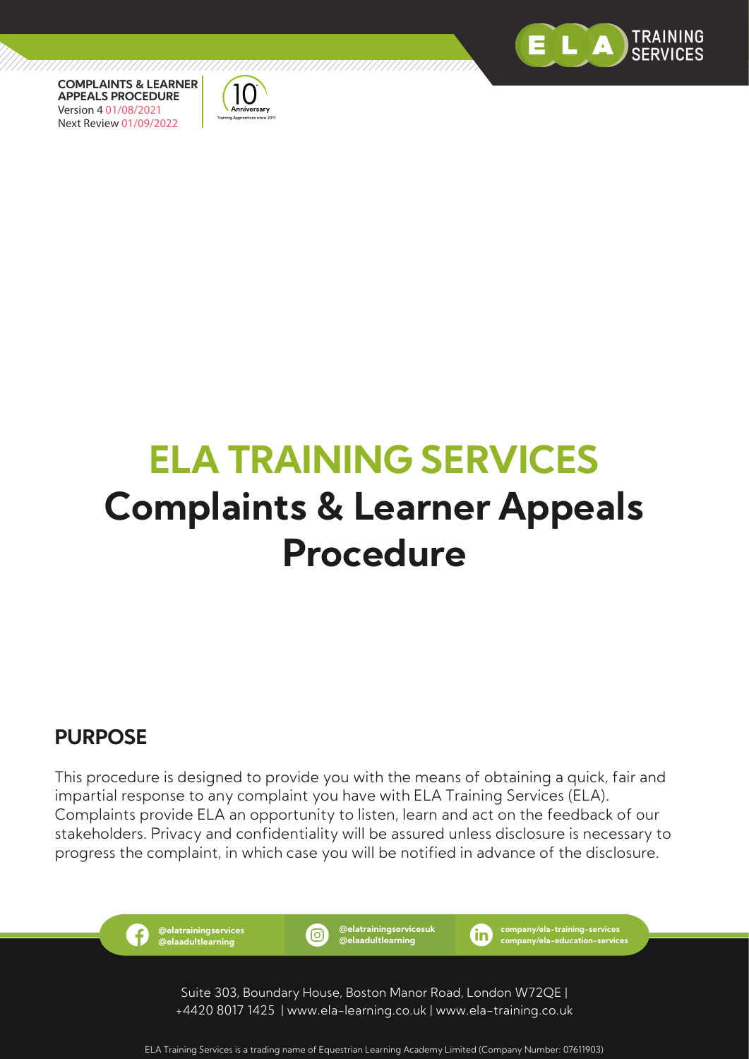**COMPLAINTS & LEARNER APPEALS PROCEDURE**
Version 4 01/08/2021
Next Review 01/09/2022

# ELA TRAINING SERVICES
# Complaints & Learner Appeals Procedure

## PURPOSE

This procedure is designed to provide you with the means of obtaining a quick, fair and impartial response to any complaint you have with ELA Training Services (ELA). Complaints provide ELA an opportunity to listen, learn and act on the feedback of our stakeholders. Privacy and confidentiality will be assured unless disclosure is necessary to progress the complaint, in which case you will be notified in advance of the disclosure.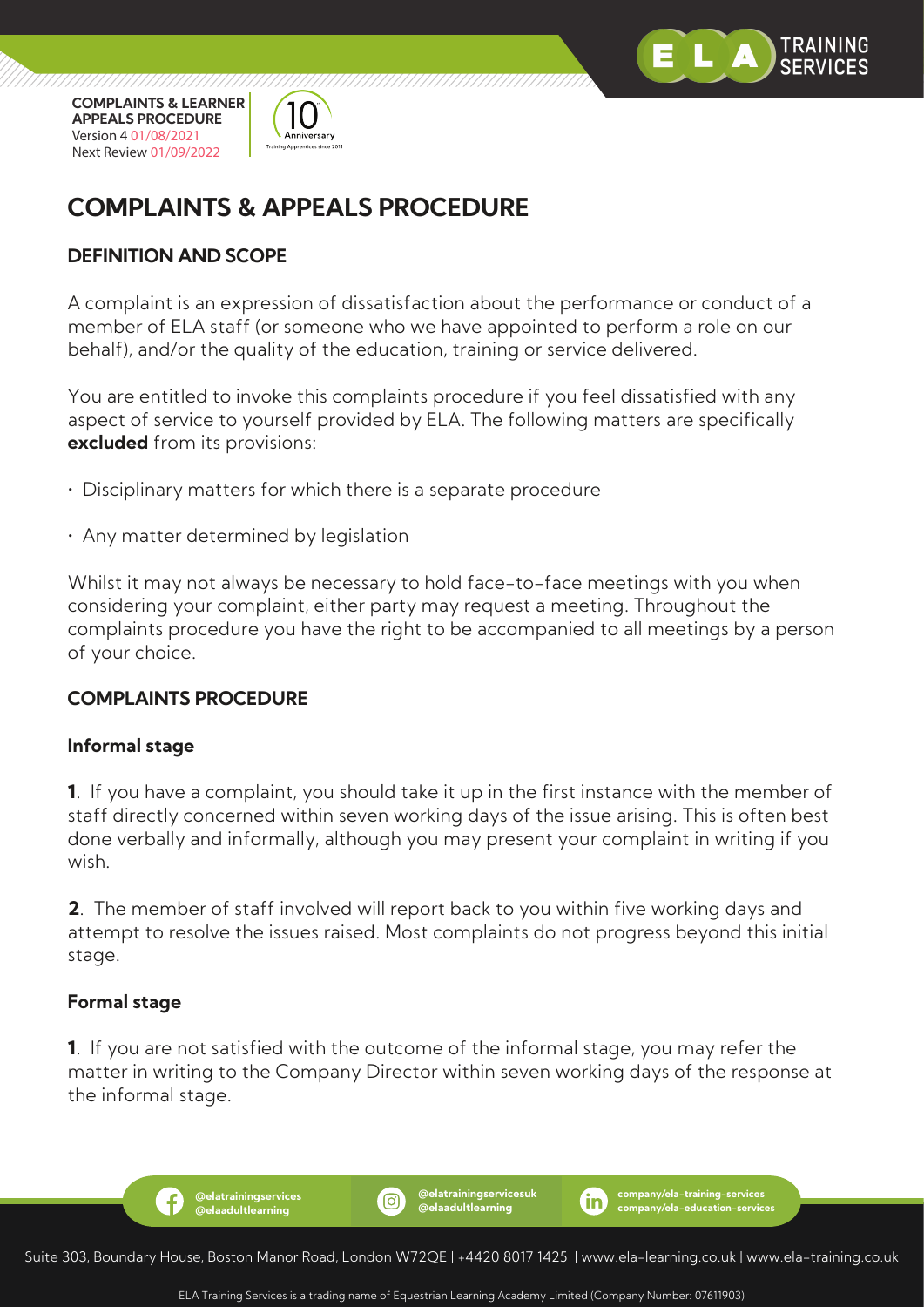# COMPLAINTS & APPEALS PROCEDURE

## DEFINITION AND SCOPE

A complaint is an expression of dissatisfaction about the performance or conduct of a member of ELA staff (or someone who we have appointed to perform a role on our behalf), and/or the quality of the education, training or service delivered.

You are entitled to invoke this complaints procedure if you feel dissatisfied with any aspect of service to yourself provided by ELA. The following matters are specifically **excluded** from its provisions:

- Disciplinary matters for which there is a separate procedure
- Any matter determined by legislation

Whilst it may not always be necessary to hold face-to-face meetings with you when considering your complaint, either party may request a meeting. Throughout the complaints procedure you have the right to be accompanied to all meetings by a person of your choice.

## COMPLAINTS PROCEDURE

### Informal stage

**1**. If you have a complaint, you should take it up in the first instance with the member of staff directly concerned within seven working days of the issue arising. This is often best done verbally and informally, although you may present your complaint in writing if you wish.

**2**. The member of staff involved will report back to you within five working days and attempt to resolve the issues raised. Most complaints do not progress beyond this initial stage.

### Formal stage

**1**. If you are not satisfied with the outcome of the informal stage, you may refer the matter in writing to the Company Director within seven working days of the response at the informal stage.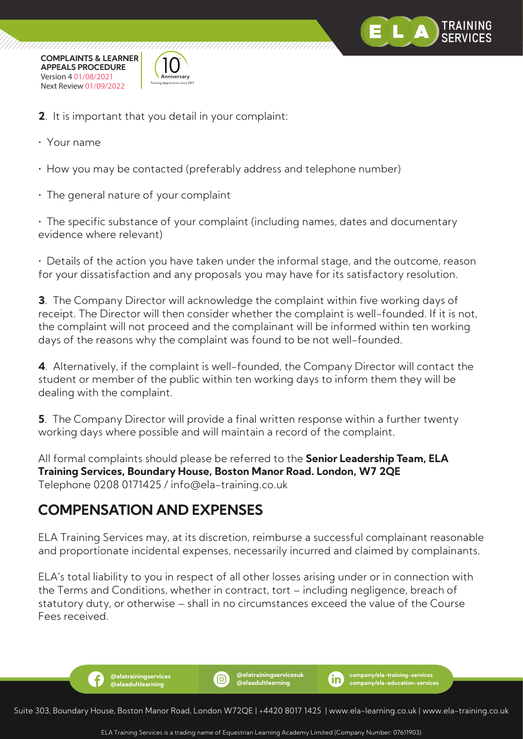**2**. It is important that you detail in your complaint:

- Your name
- How you may be contacted (preferably address and telephone number)
- The general nature of your complaint
- The specific substance of your complaint (including names, dates and documentary evidence where relevant)
- Details of the action you have taken under the informal stage, and the outcome, reason for your dissatisfaction and any proposals you may have for its satisfactory resolution.

**3**. The Company Director will acknowledge the complaint within five working days of receipt. The Director will then consider whether the complaint is well-founded. If it is not, the complaint will not proceed and the complainant will be informed within ten working days of the reasons why the complaint was found to be not well-founded.

**4**. Alternatively, if the complaint is well-founded, the Company Director will contact the student or member of the public within ten working days to inform them they will be dealing with the complaint.

**5**. The Company Director will provide a final written response within a further twenty working days where possible and will maintain a record of the complaint.

All formal complaints should please be referred to the **Senior Leadership Team, ELA Training Services, Boundary House, Boston Manor Road. London, W7 2QE** Telephone 0208 0171425 / info@ela-training.co.uk

## COMPENSATION AND EXPENSES

ELA Training Services may, at its discretion, reimburse a successful complainant reasonable and proportionate incidental expenses, necessarily incurred and claimed by complainants.

ELA's total liability to you in respect of all other losses arising under or in connection with the Terms and Conditions, whether in contract, tort – including negligence, breach of statutory duty, or otherwise – shall in no circumstances exceed the value of the Course Fees received.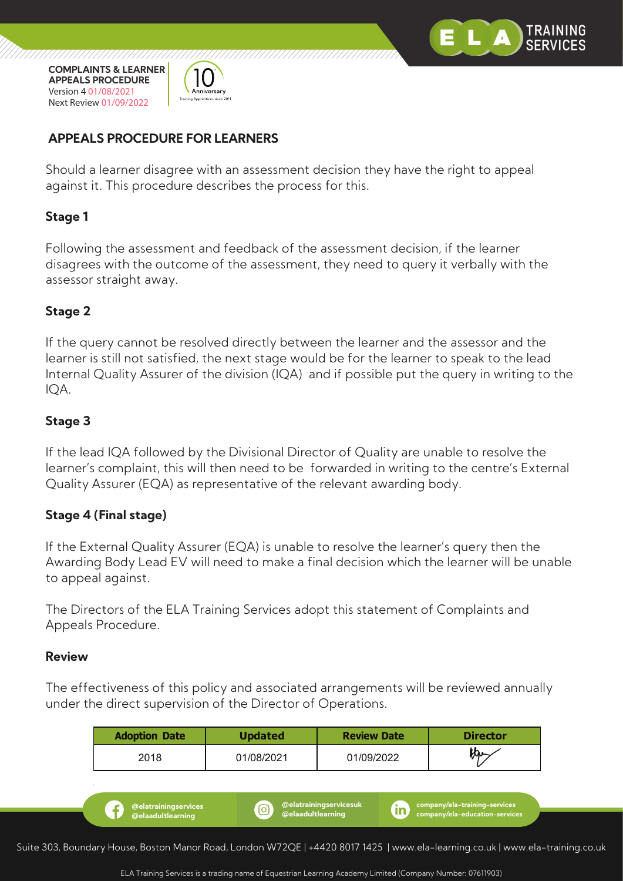## APPEALS PROCEDURE FOR LEARNERS

Should a learner disagree with an assessment decision they have the right to appeal against it. This procedure describes the process for this.

### Stage 1

Following the assessment and feedback of the assessment decision, if the learner disagrees with the outcome of the assessment, they need to query it verbally with the assessor straight away.

### Stage 2

If the query cannot be resolved directly between the learner and the assessor and the learner is still not satisfied, the next stage would be for the learner to speak to the lead Internal Quality Assurer of the division (IQA) and if possible put the query in writing to the IQA.

### Stage 3

If the lead IQA followed by the Divisional Director of Quality are unable to resolve the learner's complaint, this will then need to be forwarded in writing to the centre's External Quality Assurer (EQA) as representative of the relevant awarding body.

### Stage 4 (Final stage)

If the External Quality Assurer (EQA) is unable to resolve the learner's query then the Awarding Body Lead EV will need to make a final decision which the learner will be unable to appeal against.

The Directors of the ELA Training Services adopt this statement of Complaints and Appeals Procedure.

### Review

The effectiveness of this policy and associated arrangements will be reviewed annually under the direct supervision of the Director of Operations.

| Adoption Date | Updated | Review Date | Director |
|---|---|---|---|
| 2018 | 01/08/2021 | 01/09/2022 | [signature] |